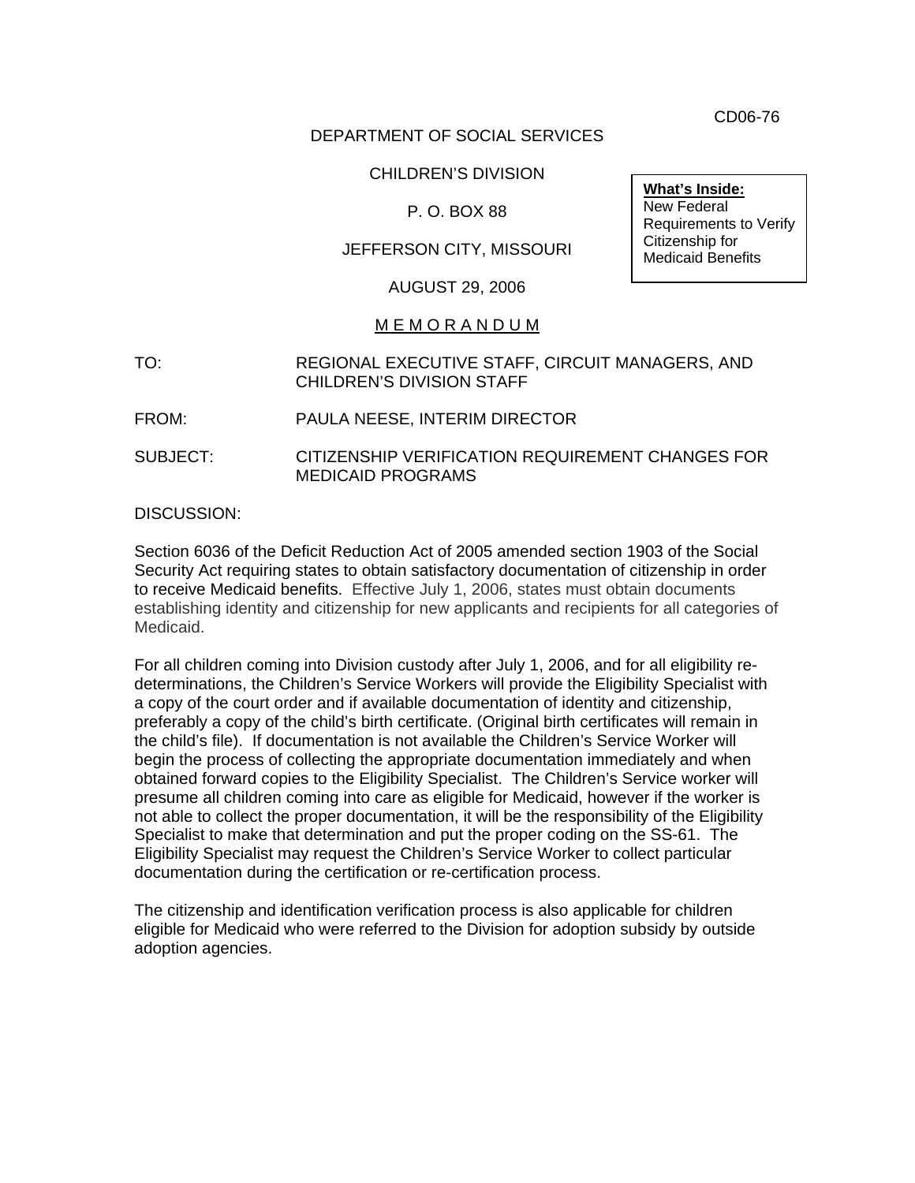CD06-76

DEPARTMENT OF SOCIAL SERVICES

CHILDREN'S DIVISION

P. O. BOX 88

JEFFERSON CITY, MISSOURI

AUGUST 29, 2006

**What's Inside:**
New Federal Requirements to Verify Citizenship for Medicaid Benefits

M E M O R A N D U M

TO: REGIONAL EXECUTIVE STAFF, CIRCUIT MANAGERS, AND CHILDREN'S DIVISION STAFF

FROM: PAULA NEESE, INTERIM DIRECTOR

SUBJECT: CITIZENSHIP VERIFICATION REQUIREMENT CHANGES FOR MEDICAID PROGRAMS

DISCUSSION:

Section 6036 of the Deficit Reduction Act of 2005 amended section 1903 of the Social Security Act requiring states to obtain satisfactory documentation of citizenship in order to receive Medicaid benefits. Effective July 1, 2006, states must obtain documents establishing identity and citizenship for new applicants and recipients for all categories of Medicaid.

For all children coming into Division custody after July 1, 2006, and for all eligibility re-determinations, the Children's Service Workers will provide the Eligibility Specialist with a copy of the court order and if available documentation of identity and citizenship, preferably a copy of the child's birth certificate. (Original birth certificates will remain in the child's file). If documentation is not available the Children's Service Worker will begin the process of collecting the appropriate documentation immediately and when obtained forward copies to the Eligibility Specialist. The Children's Service worker will presume all children coming into care as eligible for Medicaid, however if the worker is not able to collect the proper documentation, it will be the responsibility of the Eligibility Specialist to make that determination and put the proper coding on the SS-61. The Eligibility Specialist may request the Children's Service Worker to collect particular documentation during the certification or re-certification process.

The citizenship and identification verification process is also applicable for children eligible for Medicaid who were referred to the Division for adoption subsidy by outside adoption agencies.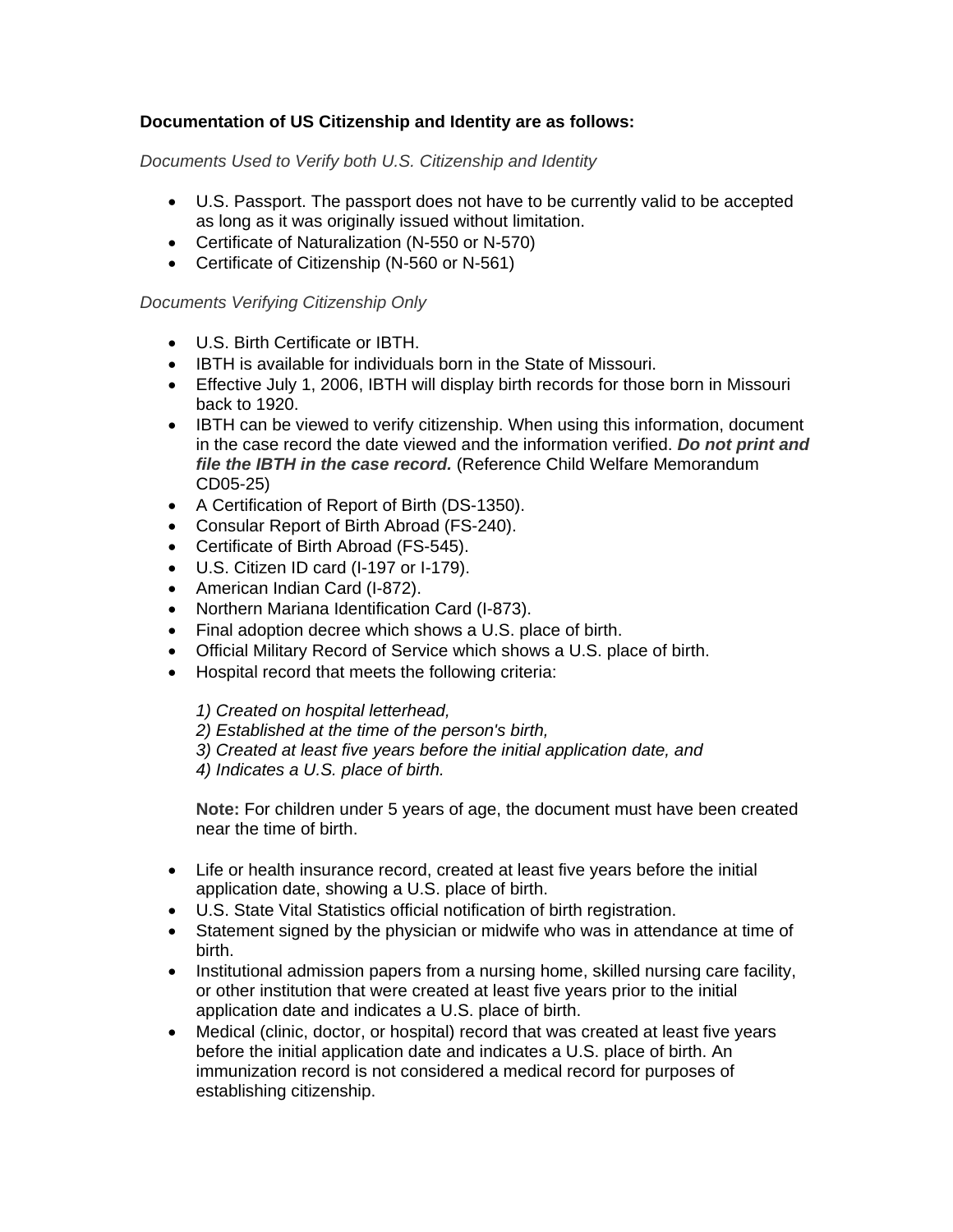**Documentation of US Citizenship and Identity are as follows:**

*Documents Used to Verify both U.S. Citizenship and Identity*

- U.S. Passport. The passport does not have to be currently valid to be accepted as long as it was originally issued without limitation.
- Certificate of Naturalization (N-550 or N-570)
- Certificate of Citizenship (N-560 or N-561)

*Documents Verifying Citizenship Only*

- U.S. Birth Certificate or IBTH.
- IBTH is available for individuals born in the State of Missouri.
- Effective July 1, 2006, IBTH will display birth records for those born in Missouri back to 1920.
- IBTH can be viewed to verify citizenship. When using this information, document in the case record the date viewed and the information verified. ***Do not print and file the IBTH in the case record.*** (Reference Child Welfare Memorandum CD05-25)
- A Certification of Report of Birth (DS-1350).
- Consular Report of Birth Abroad (FS-240).
- Certificate of Birth Abroad (FS-545).
- U.S. Citizen ID card (I-197 or I-179).
- American Indian Card (I-872).
- Northern Mariana Identification Card (I-873).
- Final adoption decree which shows a U.S. place of birth.
- Official Military Record of Service which shows a U.S. place of birth.
- Hospital record that meets the following criteria:

  *1) Created on hospital letterhead,*
  *2) Established at the time of the person's birth,*
  *3) Created at least five years before the initial application date, and*
  *4) Indicates a U.S. place of birth.*

  **Note:** For children under 5 years of age, the document must have been created near the time of birth.

- Life or health insurance record, created at least five years before the initial application date, showing a U.S. place of birth.
- U.S. State Vital Statistics official notification of birth registration.
- Statement signed by the physician or midwife who was in attendance at time of birth.
- Institutional admission papers from a nursing home, skilled nursing care facility, or other institution that were created at least five years prior to the initial application date and indicates a U.S. place of birth.
- Medical (clinic, doctor, or hospital) record that was created at least five years before the initial application date and indicates a U.S. place of birth. An immunization record is not considered a medical record for purposes of establishing citizenship.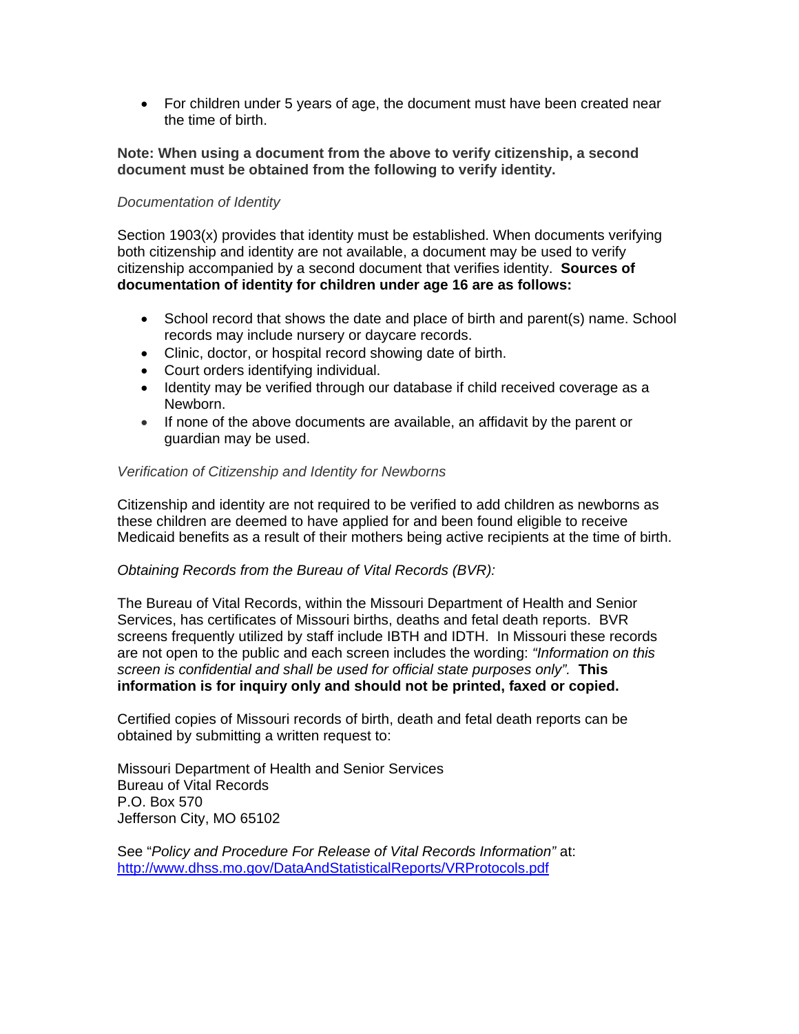- For children under 5 years of age, the document must have been created near the time of birth.

**Note: When using a document from the above to verify citizenship, a second document must be obtained from the following to verify identity.**

*Documentation of Identity*

Section 1903(x) provides that identity must be established. When documents verifying both citizenship and identity are not available, a document may be used to verify citizenship accompanied by a second document that verifies identity. **Sources of documentation of identity for children under age 16 are as follows:**

- School record that shows the date and place of birth and parent(s) name. School records may include nursery or daycare records.
- Clinic, doctor, or hospital record showing date of birth.
- Court orders identifying individual.
- Identity may be verified through our database if child received coverage as a Newborn.
- If none of the above documents are available, an affidavit by the parent or guardian may be used.

*Verification of Citizenship and Identity for Newborns*

Citizenship and identity are not required to be verified to add children as newborns as these children are deemed to have applied for and been found eligible to receive Medicaid benefits as a result of their mothers being active recipients at the time of birth.

*Obtaining Records from the Bureau of Vital Records (BVR):*

The Bureau of Vital Records, within the Missouri Department of Health and Senior Services, has certificates of Missouri births, deaths and fetal death reports. BVR screens frequently utilized by staff include IBTH and IDTH. In Missouri these records are not open to the public and each screen includes the wording: *"Information on this screen is confidential and shall be used for official state purposes only".* **This information is for inquiry only and should not be printed, faxed or copied.**

Certified copies of Missouri records of birth, death and fetal death reports can be obtained by submitting a written request to:

Missouri Department of Health and Senior Services
Bureau of Vital Records
P.O. Box 570
Jefferson City, MO 65102

See "*Policy and Procedure For Release of Vital Records Information"* at:
[http://www.dhss.mo.gov/DataAndStatisticalReports/VRProtocols.pdf](http://www.dhss.mo.gov/DataAndStatisticalReports/VRProtocols.pdf)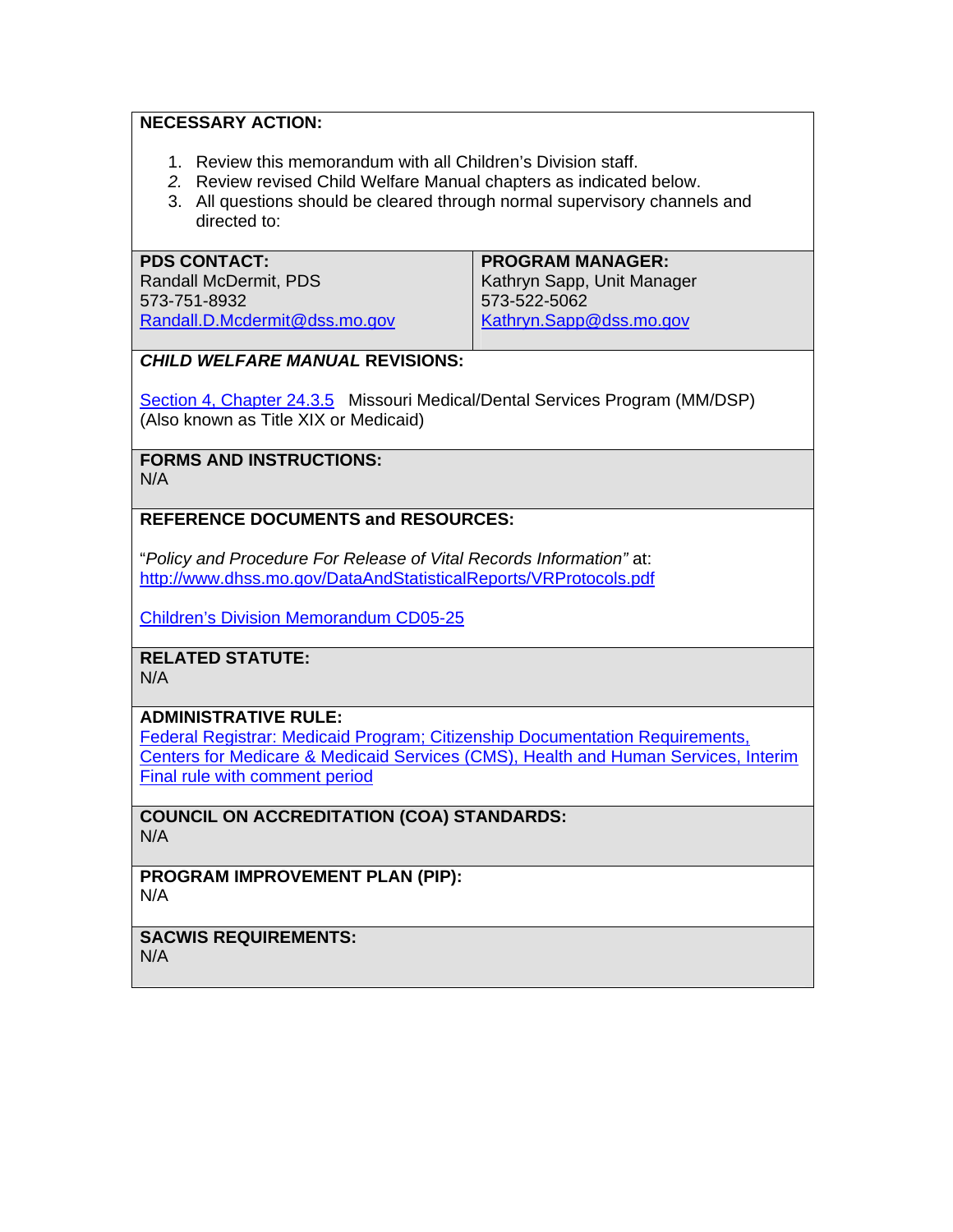**NECESSARY ACTION:**

1. Review this memorandum with all Children's Division staff.
2. *Review revised Child Welfare Manual chapters as indicated below.*
3. All questions should be cleared through normal supervisory channels and directed to:

| **PDS CONTACT:** | **PROGRAM MANAGER:** |
| --- | --- |
| Randall McDermit, PDS<br>573-751-8932<br>Randall.D.Mcdermit@dss.mo.gov | Kathryn Sapp, Unit Manager<br>573-522-5062<br>Kathryn.Sapp@dss.mo.gov |

***CHILD WELFARE MANUAL* REVISIONS:**

Section 4, Chapter 24.3.5 Missouri Medical/Dental Services Program (MM/DSP) (Also known as Title XIX or Medicaid)

**FORMS AND INSTRUCTIONS:**
N/A

**REFERENCE DOCUMENTS and RESOURCES:**

"*Policy and Procedure For Release of Vital Records Information"* at:
http://www.dhss.mo.gov/DataAndStatisticalReports/VRProtocols.pdf

Children's Division Memorandum CD05-25

**RELATED STATUTE:**
N/A

**ADMINISTRATIVE RULE:**
Federal Registrar: Medicaid Program; Citizenship Documentation Requirements, Centers for Medicare & Medicaid Services (CMS), Health and Human Services, Interim Final rule with comment period

**COUNCIL ON ACCREDITATION (COA) STANDARDS:**
N/A

**PROGRAM IMPROVEMENT PLAN (PIP):**
N/A

**SACWIS REQUIREMENTS:**
N/A